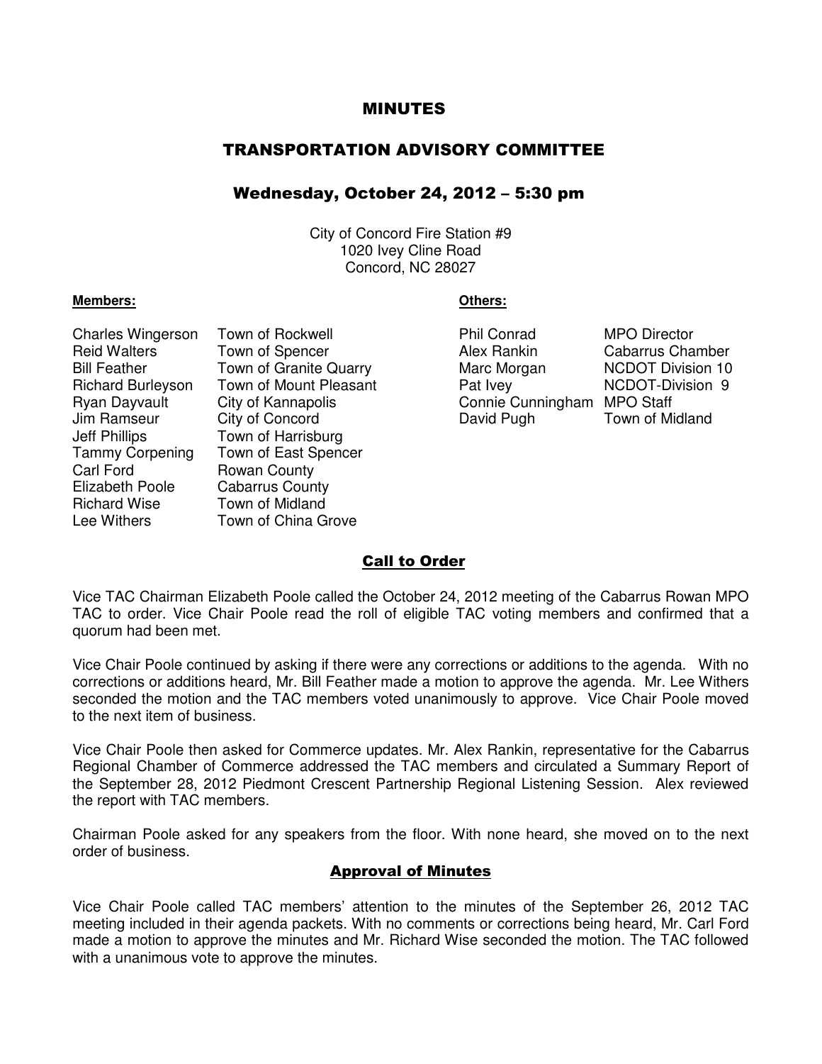# MINUTES

## TRANSPORTATION ADVISORY COMMITTEE

### Wednesday, October 24, 2012 – 5:30 pm

City of Concord Fire Station #9
1020 Ivey Cline Road
Concord, NC 28027

**Members:**

| | |
|---|---|
| Charles Wingerson | Town of Rockwell |
| Reid Walters | Town of Spencer |
| Bill Feather | Town of Granite Quarry |
| Richard Burleyson | Town of Mount Pleasant |
| Ryan Dayvault | City of Kannapolis |
| Jim Ramseur | City of Concord |
| Jeff Phillips | Town of Harrisburg |
| Tammy Corpening | Town of East Spencer |
| Carl Ford | Rowan County |
| Elizabeth Poole | Cabarrus County |
| Richard Wise | Town of Midland |
| Lee Withers | Town of China Grove |

**Others:**

| | |
|---|---|
| Phil Conrad | MPO Director |
| Alex Rankin | Cabarrus Chamber |
| Marc Morgan | NCDOT Division 10 |
| Pat Ivey | NCDOT-Division 9 |
| Connie Cunningham | MPO Staff |
| David Pugh | Town of Midland |

## Call to Order

Vice TAC Chairman Elizabeth Poole called the October 24, 2012 meeting of the Cabarrus Rowan MPO TAC to order. Vice Chair Poole read the roll of eligible TAC voting members and confirmed that a quorum had been met.

Vice Chair Poole continued by asking if there were any corrections or additions to the agenda. With no corrections or additions heard, Mr. Bill Feather made a motion to approve the agenda. Mr. Lee Withers seconded the motion and the TAC members voted unanimously to approve. Vice Chair Poole moved to the next item of business.

Vice Chair Poole then asked for Commerce updates. Mr. Alex Rankin, representative for the Cabarrus Regional Chamber of Commerce addressed the TAC members and circulated a Summary Report of the September 28, 2012 Piedmont Crescent Partnership Regional Listening Session. Alex reviewed the report with TAC members.

Chairman Poole asked for any speakers from the floor. With none heard, she moved on to the next order of business.

## Approval of Minutes

Vice Chair Poole called TAC members' attention to the minutes of the September 26, 2012 TAC meeting included in their agenda packets. With no comments or corrections being heard, Mr. Carl Ford made a motion to approve the minutes and Mr. Richard Wise seconded the motion. The TAC followed with a unanimous vote to approve the minutes.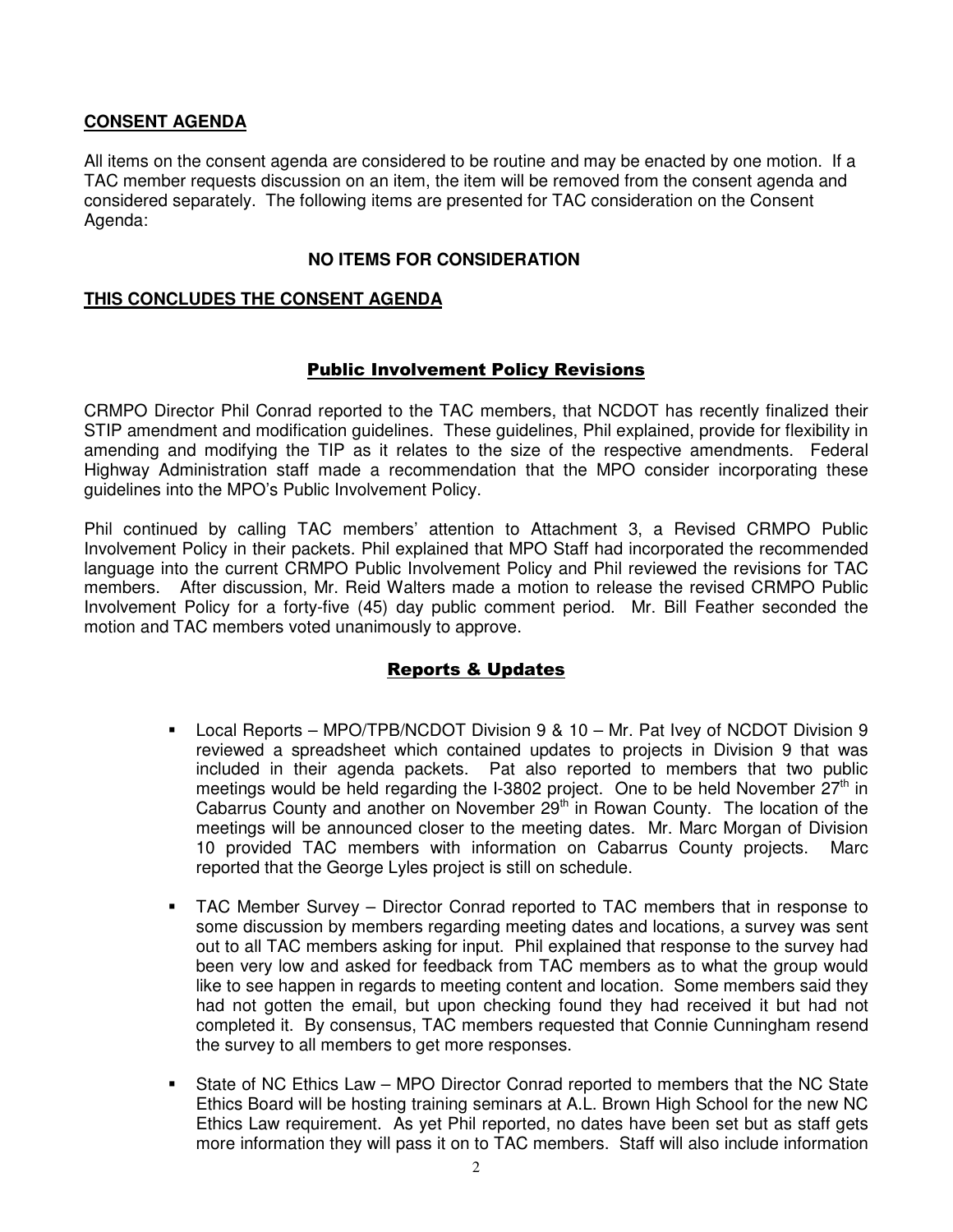**CONSENT AGENDA**

All items on the consent agenda are considered to be routine and may be enacted by one motion. If a TAC member requests discussion on an item, the item will be removed from the consent agenda and considered separately. The following items are presented for TAC consideration on the Consent Agenda:

**NO ITEMS FOR CONSIDERATION**

**THIS CONCLUDES THE CONSENT AGENDA**

## Public Involvement Policy Revisions

CRMPO Director Phil Conrad reported to the TAC members, that NCDOT has recently finalized their STIP amendment and modification guidelines. These guidelines, Phil explained, provide for flexibility in amending and modifying the TIP as it relates to the size of the respective amendments. Federal Highway Administration staff made a recommendation that the MPO consider incorporating these guidelines into the MPO's Public Involvement Policy.

Phil continued by calling TAC members' attention to Attachment 3, a Revised CRMPO Public Involvement Policy in their packets. Phil explained that MPO Staff had incorporated the recommended language into the current CRMPO Public Involvement Policy and Phil reviewed the revisions for TAC members. After discussion, Mr. Reid Walters made a motion to release the revised CRMPO Public Involvement Policy for a forty-five (45) day public comment period. Mr. Bill Feather seconded the motion and TAC members voted unanimously to approve.

## Reports & Updates

- Local Reports – MPO/TPB/NCDOT Division 9 & 10 – Mr. Pat Ivey of NCDOT Division 9 reviewed a spreadsheet which contained updates to projects in Division 9 that was included in their agenda packets. Pat also reported to members that two public meetings would be held regarding the I-3802 project. One to be held November 27th in Cabarrus County and another on November 29th in Rowan County. The location of the meetings will be announced closer to the meeting dates. Mr. Marc Morgan of Division 10 provided TAC members with information on Cabarrus County projects. Marc reported that the George Lyles project is still on schedule.

- TAC Member Survey – Director Conrad reported to TAC members that in response to some discussion by members regarding meeting dates and locations, a survey was sent out to all TAC members asking for input. Phil explained that response to the survey had been very low and asked for feedback from TAC members as to what the group would like to see happen in regards to meeting content and location. Some members said they had not gotten the email, but upon checking found they had received it but had not completed it. By consensus, TAC members requested that Connie Cunningham resend the survey to all members to get more responses.

- State of NC Ethics Law – MPO Director Conrad reported to members that the NC State Ethics Board will be hosting training seminars at A.L. Brown High School for the new NC Ethics Law requirement. As yet Phil reported, no dates have been set but as staff gets more information they will pass it on to TAC members. Staff will also include information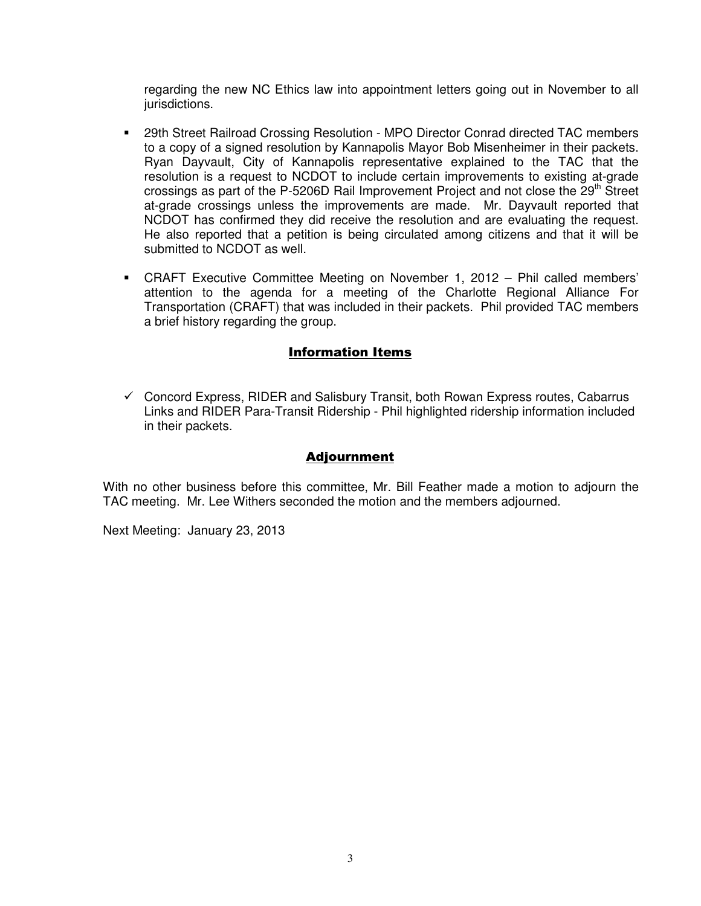regarding the new NC Ethics law into appointment letters going out in November to all jurisdictions.

- 29th Street Railroad Crossing Resolution - MPO Director Conrad directed TAC members to a copy of a signed resolution by Kannapolis Mayor Bob Misenheimer in their packets. Ryan Dayvault, City of Kannapolis representative explained to the TAC that the resolution is a request to NCDOT to include certain improvements to existing at-grade crossings as part of the P-5206D Rail Improvement Project and not close the 29th Street at-grade crossings unless the improvements are made. Mr. Dayvault reported that NCDOT has confirmed they did receive the resolution and are evaluating the request. He also reported that a petition is being circulated among citizens and that it will be submitted to NCDOT as well.

- CRAFT Executive Committee Meeting on November 1, 2012 – Phil called members' attention to the agenda for a meeting of the Charlotte Regional Alliance For Transportation (CRAFT) that was included in their packets. Phil provided TAC members a brief history regarding the group.

## Information Items

- ✓ Concord Express, RIDER and Salisbury Transit, both Rowan Express routes, Cabarrus Links and RIDER Para-Transit Ridership - Phil highlighted ridership information included in their packets.

## Adjournment

With no other business before this committee, Mr. Bill Feather made a motion to adjourn the TAC meeting. Mr. Lee Withers seconded the motion and the members adjourned.

Next Meeting: January 23, 2013